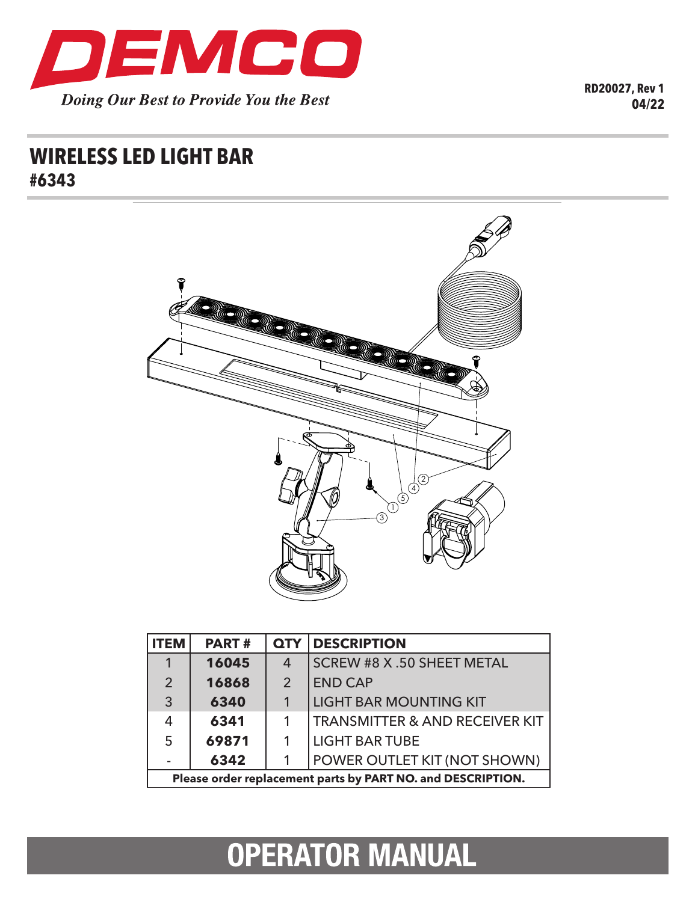DEMCO

*Doing Our Best to Provide You the Best*

**RD20027, Rev 1**
**04/22**

# WIRELESS LED LIGHT BAR
## #6343

| ITEM | PART # | QTY | DESCRIPTION |
|---|---|---|---|
| 1 | **16045** | 4 | SCREW #8 X .50 SHEET METAL |
| 2 | **16868** | 2 | END CAP |
| 3 | **6340** | 1 | LIGHT BAR MOUNTING KIT |
| 4 | **6341** | 1 | TRANSMITTER & AND RECEIVER KIT |
| 5 | **69871** | 1 | LIGHT BAR TUBE |
| - | **6342** | 1 | POWER OUTLET KIT (NOT SHOWN) |

**Please order replacement parts by PART NO. and DESCRIPTION.**

# OPERATOR MANUAL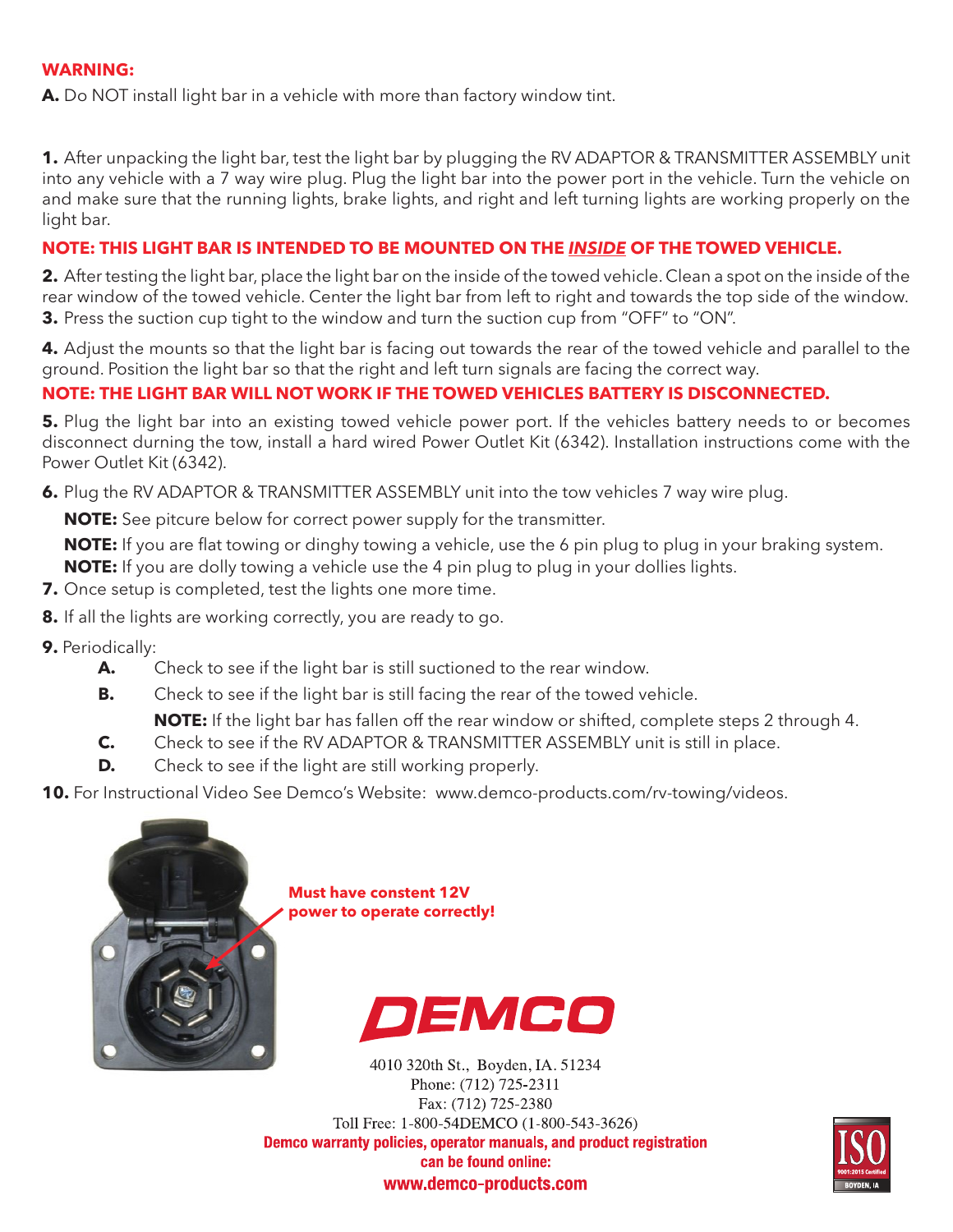**WARNING:**

**A.** Do NOT install light bar in a vehicle with more than factory window tint.

**1.** After unpacking the light bar, test the light bar by plugging the RV ADAPTOR & TRANSMITTER ASSEMBLY unit into any vehicle with a 7 way wire plug. Plug the light bar into the power port in the vehicle. Turn the vehicle on and make sure that the running lights, brake lights, and right and left turning lights are working properly on the light bar.

**NOTE: THIS LIGHT BAR IS INTENDED TO BE MOUNTED ON THE *INSIDE* OF THE TOWED VEHICLE.**

**2.** After testing the light bar, place the light bar on the inside of the towed vehicle. Clean a spot on the inside of the rear window of the towed vehicle. Center the light bar from left to right and towards the top side of the window.

**3.** Press the suction cup tight to the window and turn the suction cup from "OFF" to "ON".

**4.** Adjust the mounts so that the light bar is facing out towards the rear of the towed vehicle and parallel to the ground. Position the light bar so that the right and left turn signals are facing the correct way.

**NOTE: THE LIGHT BAR WILL NOT WORK IF THE TOWED VEHICLES BATTERY IS DISCONNECTED.**

**5.** Plug the light bar into an existing towed vehicle power port. If the vehicles battery needs to or becomes disconnect durning the tow, install a hard wired Power Outlet Kit (6342). Installation instructions come with the Power Outlet Kit (6342).

**6.** Plug the RV ADAPTOR & TRANSMITTER ASSEMBLY unit into the tow vehicles 7 way wire plug.

**NOTE:** See pitcure below for correct power supply for the transmitter.

**NOTE:** If you are flat towing or dinghy towing a vehicle, use the 6 pin plug to plug in your braking system.

**NOTE:** If you are dolly towing a vehicle use the 4 pin plug to plug in your dollies lights.

**7.** Once setup is completed, test the lights one more time.

**8.** If all the lights are working correctly, you are ready to go.

**9.** Periodically:

- **A.** Check to see if the light bar is still suctioned to the rear window.
- **B.** Check to see if the light bar is still facing the rear of the towed vehicle.

  **NOTE:** If the light bar has fallen off the rear window or shifted, complete steps 2 through 4.
- **C.** Check to see if the RV ADAPTOR & TRANSMITTER ASSEMBLY unit is still in place.
- **D.** Check to see if the light are still working properly.

**10.** For Instructional Video See Demco's Website: www.demco-products.com/rv-towing/videos.

**Must have constent 12V power to operate correctly!**

DEMCO

4010 320th St., Boyden, IA. 51234
Phone: (712) 725-2311
Fax: (712) 725-2380
Toll Free: 1-800-54DEMCO (1-800-543-3626)

**Demco warranty policies, operator manuals, and product registration can be found online:**
**www.demco-products.com**

ISO 9001:2015 Certified BOYDEN, IA